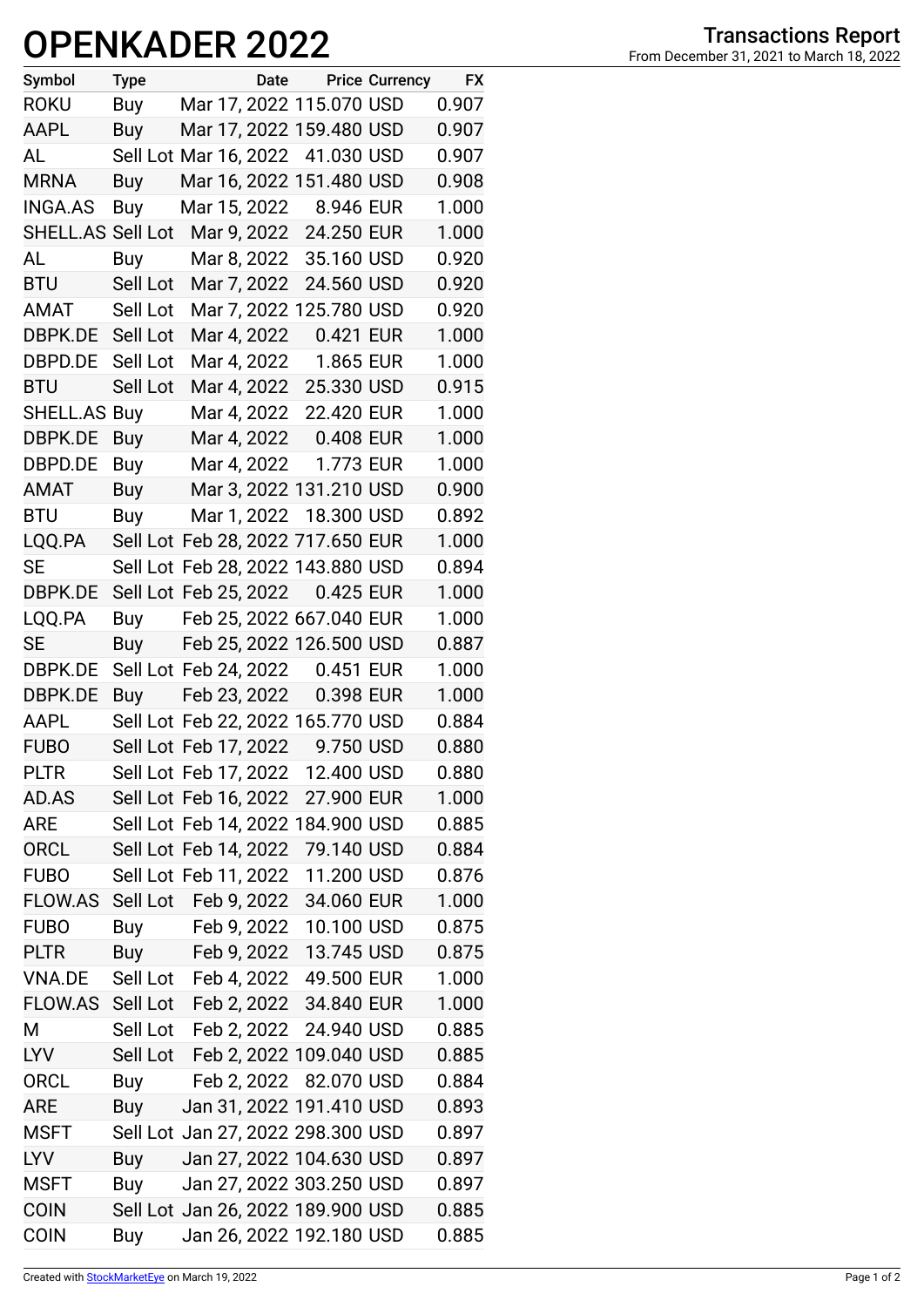# OPENKADER 2022

**Transactions Report**
From December 31, 2021 to March 18, 2022

| Symbol | Type | Date | Price | Currency | FX |
|---|---|---|---|---|---|
| ROKU | Buy | Mar 17, 2022 | 115.070 | USD | 0.907 |
| AAPL | Buy | Mar 17, 2022 | 159.480 | USD | 0.907 |
| AL | Sell Lot | Mar 16, 2022 | 41.030 | USD | 0.907 |
| MRNA | Buy | Mar 16, 2022 | 151.480 | USD | 0.908 |
| INGA.AS | Buy | Mar 15, 2022 | 8.946 | EUR | 1.000 |
| SHELL.AS | Sell Lot | Mar 9, 2022 | 24.250 | EUR | 1.000 |
| AL | Buy | Mar 8, 2022 | 35.160 | USD | 0.920 |
| BTU | Sell Lot | Mar 7, 2022 | 24.560 | USD | 0.920 |
| AMAT | Sell Lot | Mar 7, 2022 | 125.780 | USD | 0.920 |
| DBPK.DE | Sell Lot | Mar 4, 2022 | 0.421 | EUR | 1.000 |
| DBPD.DE | Sell Lot | Mar 4, 2022 | 1.865 | EUR | 1.000 |
| BTU | Sell Lot | Mar 4, 2022 | 25.330 | USD | 0.915 |
| SHELL.AS | Buy | Mar 4, 2022 | 22.420 | EUR | 1.000 |
| DBPK.DE | Buy | Mar 4, 2022 | 0.408 | EUR | 1.000 |
| DBPD.DE | Buy | Mar 4, 2022 | 1.773 | EUR | 1.000 |
| AMAT | Buy | Mar 3, 2022 | 131.210 | USD | 0.900 |
| BTU | Buy | Mar 1, 2022 | 18.300 | USD | 0.892 |
| LQQ.PA | Sell Lot | Feb 28, 2022 | 717.650 | EUR | 1.000 |
| SE | Sell Lot | Feb 28, 2022 | 143.880 | USD | 0.894 |
| DBPK.DE | Sell Lot | Feb 25, 2022 | 0.425 | EUR | 1.000 |
| LQQ.PA | Buy | Feb 25, 2022 | 667.040 | EUR | 1.000 |
| SE | Buy | Feb 25, 2022 | 126.500 | USD | 0.887 |
| DBPK.DE | Sell Lot | Feb 24, 2022 | 0.451 | EUR | 1.000 |
| DBPK.DE | Buy | Feb 23, 2022 | 0.398 | EUR | 1.000 |
| AAPL | Sell Lot | Feb 22, 2022 | 165.770 | USD | 0.884 |
| FUBO | Sell Lot | Feb 17, 2022 | 9.750 | USD | 0.880 |
| PLTR | Sell Lot | Feb 17, 2022 | 12.400 | USD | 0.880 |
| AD.AS | Sell Lot | Feb 16, 2022 | 27.900 | EUR | 1.000 |
| ARE | Sell Lot | Feb 14, 2022 | 184.900 | USD | 0.885 |
| ORCL | Sell Lot | Feb 14, 2022 | 79.140 | USD | 0.884 |
| FUBO | Sell Lot | Feb 11, 2022 | 11.200 | USD | 0.876 |
| FLOW.AS | Sell Lot | Feb 9, 2022 | 34.060 | EUR | 1.000 |
| FUBO | Buy | Feb 9, 2022 | 10.100 | USD | 0.875 |
| PLTR | Buy | Feb 9, 2022 | 13.745 | USD | 0.875 |
| VNA.DE | Sell Lot | Feb 4, 2022 | 49.500 | EUR | 1.000 |
| FLOW.AS | Sell Lot | Feb 2, 2022 | 34.840 | EUR | 1.000 |
| M | Sell Lot | Feb 2, 2022 | 24.940 | USD | 0.885 |
| LYV | Sell Lot | Feb 2, 2022 | 109.040 | USD | 0.885 |
| ORCL | Buy | Feb 2, 2022 | 82.070 | USD | 0.884 |
| ARE | Buy | Jan 31, 2022 | 191.410 | USD | 0.893 |
| MSFT | Sell Lot | Jan 27, 2022 | 298.300 | USD | 0.897 |
| LYV | Buy | Jan 27, 2022 | 104.630 | USD | 0.897 |
| MSFT | Buy | Jan 27, 2022 | 303.250 | USD | 0.897 |
| COIN | Sell Lot | Jan 26, 2022 | 189.900 | USD | 0.885 |
| COIN | Buy | Jan 26, 2022 | 192.180 | USD | 0.885 |

Created with StockMarketEye on March 19, 2022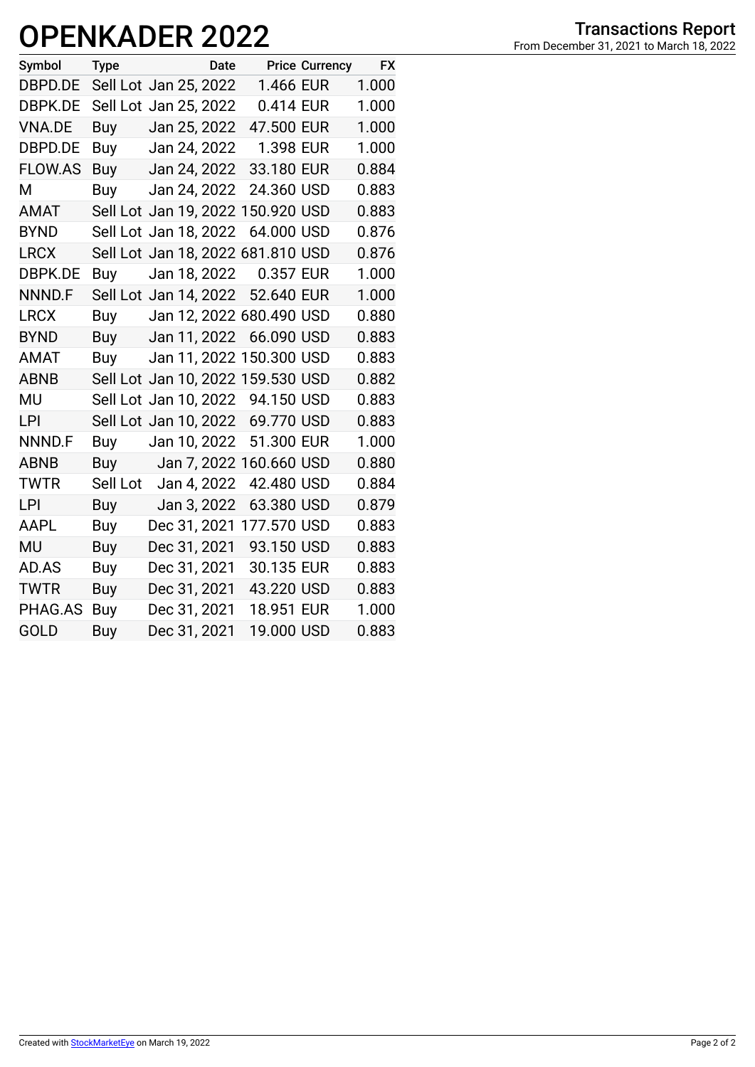# OPENKADER 2022

## Transactions Report

From December 31, 2021 to March 18, 2022

| Symbol | Type | Date | Price | Currency | FX |
|---|---|---|---|---|---|
| DBPD.DE | Sell Lot | Jan 25, 2022 | 1.466 | EUR | 1.000 |
| DBPK.DE | Sell Lot | Jan 25, 2022 | 0.414 | EUR | 1.000 |
| VNA.DE | Buy | Jan 25, 2022 | 47.500 | EUR | 1.000 |
| DBPD.DE | Buy | Jan 24, 2022 | 1.398 | EUR | 1.000 |
| FLOW.AS | Buy | Jan 24, 2022 | 33.180 | EUR | 0.884 |
| M | Buy | Jan 24, 2022 | 24.360 | USD | 0.883 |
| AMAT | Sell Lot | Jan 19, 2022 | 150.920 | USD | 0.883 |
| BYND | Sell Lot | Jan 18, 2022 | 64.000 | USD | 0.876 |
| LRCX | Sell Lot | Jan 18, 2022 | 681.810 | USD | 0.876 |
| DBPK.DE | Buy | Jan 18, 2022 | 0.357 | EUR | 1.000 |
| NNND.F | Sell Lot | Jan 14, 2022 | 52.640 | EUR | 1.000 |
| LRCX | Buy | Jan 12, 2022 | 680.490 | USD | 0.880 |
| BYND | Buy | Jan 11, 2022 | 66.090 | USD | 0.883 |
| AMAT | Buy | Jan 11, 2022 | 150.300 | USD | 0.883 |
| ABNB | Sell Lot | Jan 10, 2022 | 159.530 | USD | 0.882 |
| MU | Sell Lot | Jan 10, 2022 | 94.150 | USD | 0.883 |
| LPI | Sell Lot | Jan 10, 2022 | 69.770 | USD | 0.883 |
| NNND.F | Buy | Jan 10, 2022 | 51.300 | EUR | 1.000 |
| ABNB | Buy | Jan 7, 2022 | 160.660 | USD | 0.880 |
| TWTR | Sell Lot | Jan 4, 2022 | 42.480 | USD | 0.884 |
| LPI | Buy | Jan 3, 2022 | 63.380 | USD | 0.879 |
| AAPL | Buy | Dec 31, 2021 | 177.570 | USD | 0.883 |
| MU | Buy | Dec 31, 2021 | 93.150 | USD | 0.883 |
| AD.AS | Buy | Dec 31, 2021 | 30.135 | EUR | 0.883 |
| TWTR | Buy | Dec 31, 2021 | 43.220 | USD | 0.883 |
| PHAG.AS | Buy | Dec 31, 2021 | 18.951 | EUR | 1.000 |
| GOLD | Buy | Dec 31, 2021 | 19.000 | USD | 0.883 |

Created with StockMarketEye on March 19, 2022